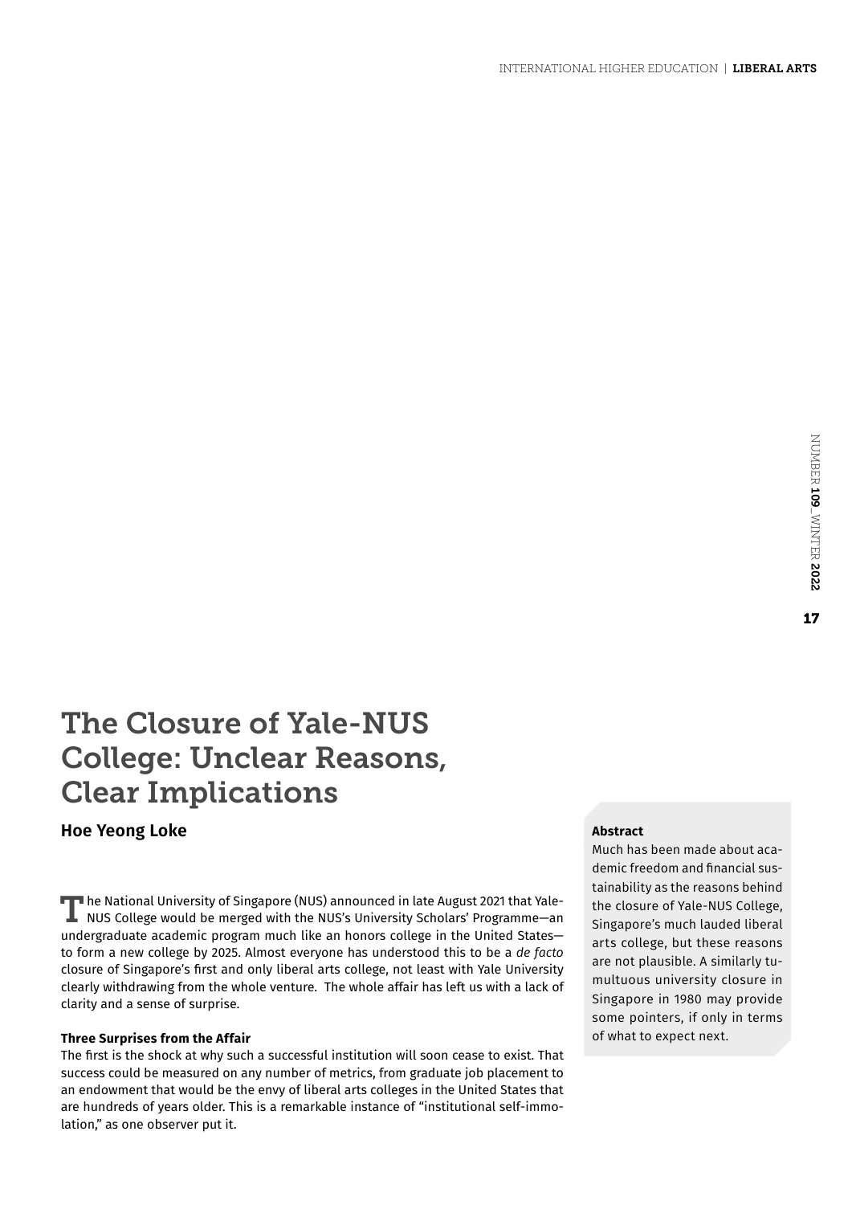# The Closure of Yale-NUS College: Unclear Reasons, Clear Implications

**Hoe Yeong Loke**

**Abstract**

Much has been made about academic freedom and financial sustainability as the reasons behind the closure of Yale-NUS College, Singapore's much lauded liberal arts college, but these reasons are not plausible. A similarly tumultuous university closure in Singapore in 1980 may provide some pointers, if only in terms of what to expect next.

The National University of Singapore (NUS) announced in late August 2021 that Yale-NUS College would be merged with the NUS's University Scholars' Programme—an undergraduate academic program much like an honors college in the United States—to form a new college by 2025. Almost everyone has understood this to be a *de facto* closure of Singapore's first and only liberal arts college, not least with Yale University clearly withdrawing from the whole venture. The whole affair has left us with a lack of clarity and a sense of surprise.

### Three Surprises from the Affair

The first is the shock at why such a successful institution will soon cease to exist. That success could be measured on any number of metrics, from graduate job placement to an endowment that would be the envy of liberal arts colleges in the United States that are hundreds of years older. This is a remarkable instance of "institutional self-immolation," as one observer put it.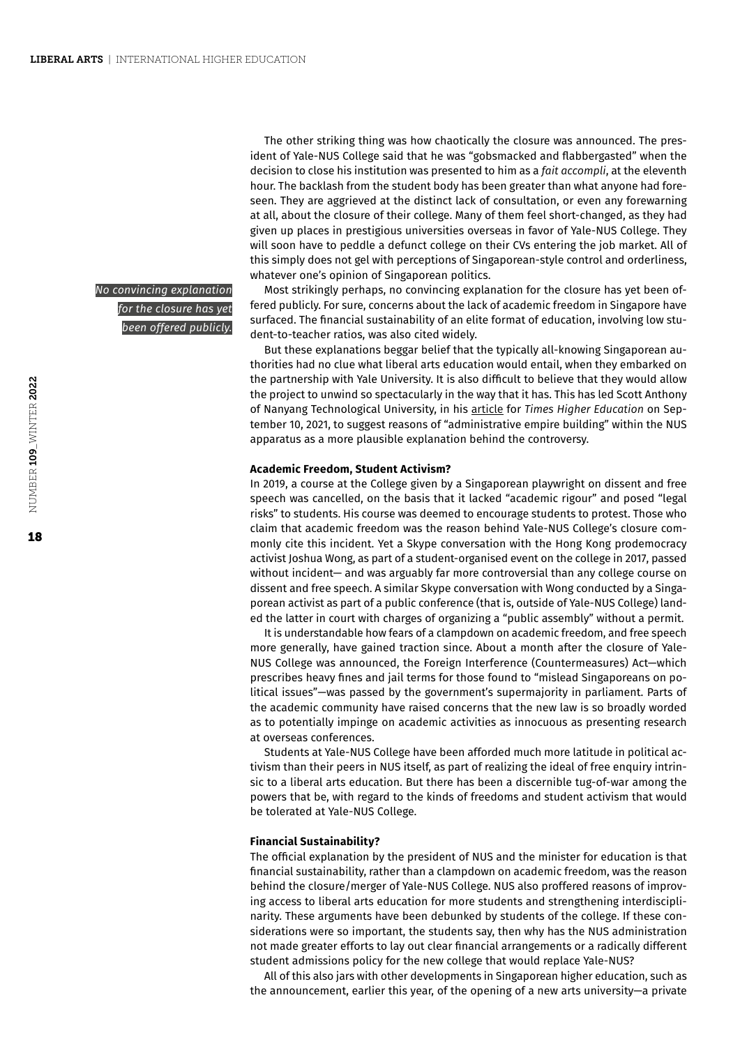The other striking thing was how chaotically the closure was announced. The president of Yale-NUS College said that he was "gobsmacked and flabbergasted" when the decision to close his institution was presented to him as a *fait accompli*, at the eleventh hour. The backlash from the student body has been greater than what anyone had foreseen. They are aggrieved at the distinct lack of consultation, or even any forewarning at all, about the closure of their college. Many of them feel short-changed, as they had given up places in prestigious universities overseas in favor of Yale-NUS College. They will soon have to peddle a defunct college on their CVs entering the job market. All of this simply does not gel with perceptions of Singaporean-style control and orderliness, whatever one's opinion of Singaporean politics.

*No convincing explanation for the closure has yet been offered publicly.*

Most strikingly perhaps, no convincing explanation for the closure has yet been offered publicly. For sure, concerns about the lack of academic freedom in Singapore have surfaced. The financial sustainability of an elite format of education, involving low student-to-teacher ratios, was also cited widely.

But these explanations beggar belief that the typically all-knowing Singaporean authorities had no clue what liberal arts education would entail, when they embarked on the partnership with Yale University. It is also difficult to believe that they would allow the project to unwind so spectacularly in the way that it has. This has led Scott Anthony of Nanyang Technological University, in his article for *Times Higher Education* on September 10, 2021, to suggest reasons of "administrative empire building" within the NUS apparatus as a more plausible explanation behind the controversy.

**Academic Freedom, Student Activism?**

In 2019, a course at the College given by a Singaporean playwright on dissent and free speech was cancelled, on the basis that it lacked "academic rigour" and posed "legal risks" to students. His course was deemed to encourage students to protest. Those who claim that academic freedom was the reason behind Yale-NUS College's closure commonly cite this incident. Yet a Skype conversation with the Hong Kong prodemocracy activist Joshua Wong, as part of a student-organised event on the college in 2017, passed without incident— and was arguably far more controversial than any college course on dissent and free speech. A similar Skype conversation with Wong conducted by a Singaporean activist as part of a public conference (that is, outside of Yale-NUS College) landed the latter in court with charges of organizing a "public assembly" without a permit.

It is understandable how fears of a clampdown on academic freedom, and free speech more generally, have gained traction since. About a month after the closure of Yale-NUS College was announced, the Foreign Interference (Countermeasures) Act—which prescribes heavy fines and jail terms for those found to "mislead Singaporeans on political issues"—was passed by the government's supermajority in parliament. Parts of the academic community have raised concerns that the new law is so broadly worded as to potentially impinge on academic activities as innocuous as presenting research at overseas conferences.

Students at Yale-NUS College have been afforded much more latitude in political activism than their peers in NUS itself, as part of realizing the ideal of free enquiry intrinsic to a liberal arts education. But there has been a discernible tug-of-war among the powers that be, with regard to the kinds of freedoms and student activism that would be tolerated at Yale-NUS College.

**Financial Sustainability?**

The official explanation by the president of NUS and the minister for education is that financial sustainability, rather than a clampdown on academic freedom, was the reason behind the closure/merger of Yale-NUS College. NUS also proffered reasons of improving access to liberal arts education for more students and strengthening interdisciplinarity. These arguments have been debunked by students of the college. If these considerations were so important, the students say, then why has the NUS administration not made greater efforts to lay out clear financial arrangements or a radically different student admissions policy for the new college that would replace Yale-NUS?

All of this also jars with other developments in Singaporean higher education, such as the announcement, earlier this year, of the opening of a new arts university—a private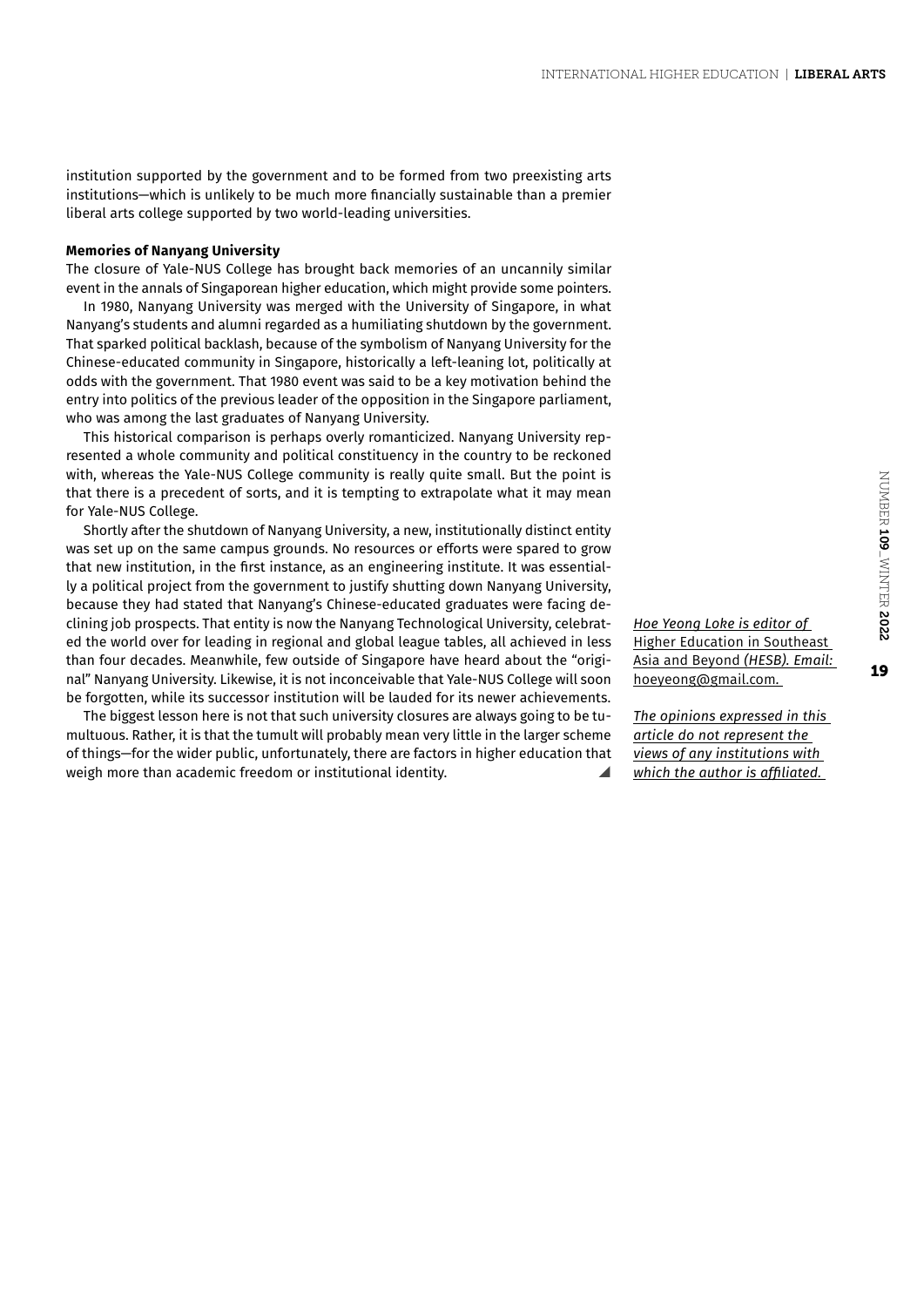institution supported by the government and to be formed from two preexisting arts institutions—which is unlikely to be much more financially sustainable than a premier liberal arts college supported by two world-leading universities.

**Memories of Nanyang University**

The closure of Yale-NUS College has brought back memories of an uncannily similar event in the annals of Singaporean higher education, which might provide some pointers.

In 1980, Nanyang University was merged with the University of Singapore, in what Nanyang's students and alumni regarded as a humiliating shutdown by the government. That sparked political backlash, because of the symbolism of Nanyang University for the Chinese-educated community in Singapore, historically a left-leaning lot, politically at odds with the government. That 1980 event was said to be a key motivation behind the entry into politics of the previous leader of the opposition in the Singapore parliament, who was among the last graduates of Nanyang University.

This historical comparison is perhaps overly romanticized. Nanyang University represented a whole community and political constituency in the country to be reckoned with, whereas the Yale-NUS College community is really quite small. But the point is that there is a precedent of sorts, and it is tempting to extrapolate what it may mean for Yale-NUS College.

Shortly after the shutdown of Nanyang University, a new, institutionally distinct entity was set up on the same campus grounds. No resources or efforts were spared to grow that new institution, in the first instance, as an engineering institute. It was essentially a political project from the government to justify shutting down Nanyang University, because they had stated that Nanyang's Chinese-educated graduates were facing declining job prospects. That entity is now the Nanyang Technological University, celebrated the world over for leading in regional and global league tables, all achieved in less than four decades. Meanwhile, few outside of Singapore have heard about the "original" Nanyang University. Likewise, it is not inconceivable that Yale-NUS College will soon be forgotten, while its successor institution will be lauded for its newer achievements.

The biggest lesson here is not that such university closures are always going to be tumultuous. Rather, it is that the tumult will probably mean very little in the larger scheme of things—for the wider public, unfortunately, there are factors in higher education that weigh more than academic freedom or institutional identity.

*Hoe Yeong Loke is editor of* Higher Education in Southeast Asia and Beyond *(HESB). Email:* hoeyeong@gmail.com.

*The opinions expressed in this article do not represent the views of any institutions with which the author is affiliated.*